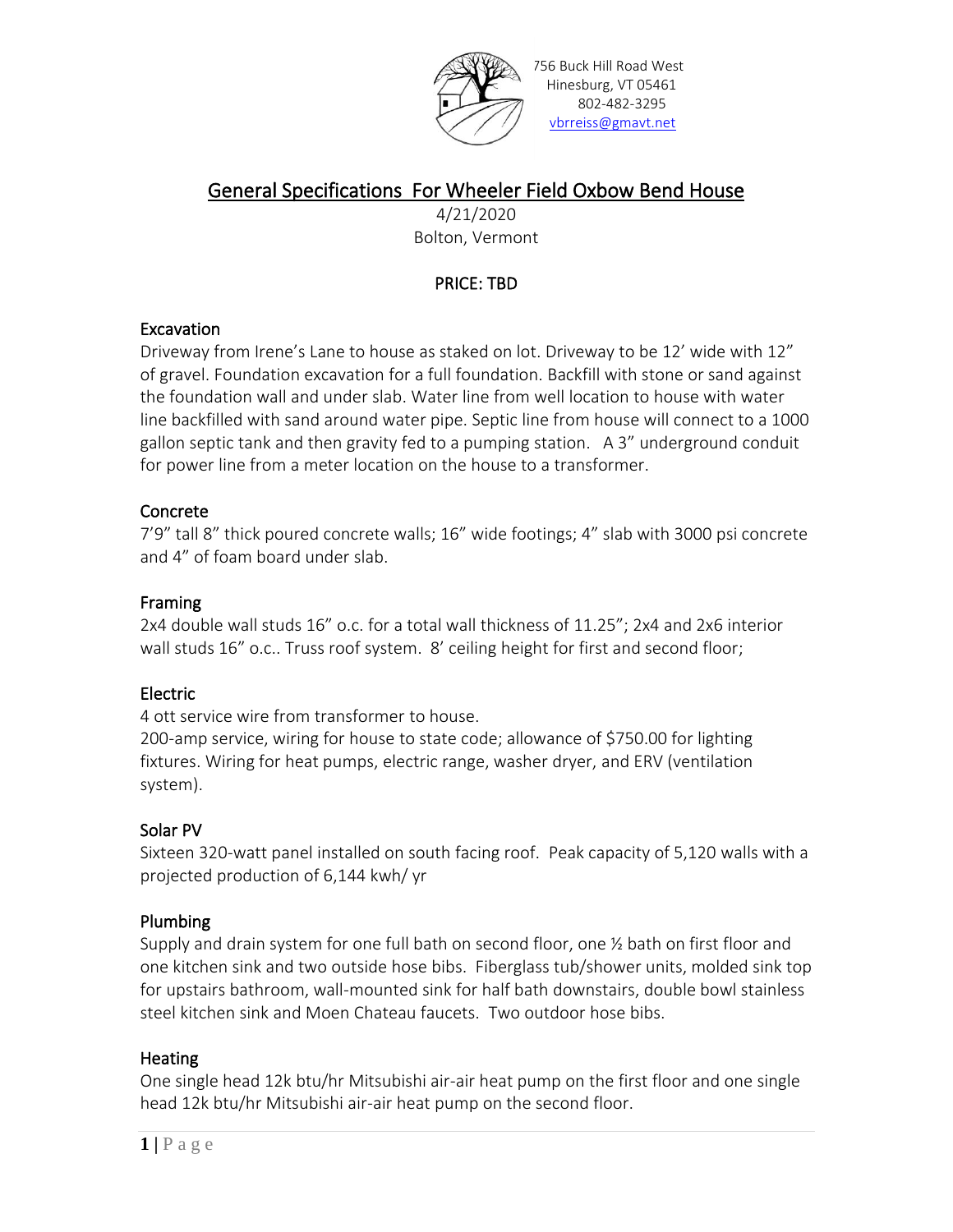756 Buck Hill Road West
Hinesburg, VT 05461
802-482-3295
vbrreiss@gmavt.net

# General Specifications For Wheeler Field Oxbow Bend House

4/21/2020
Bolton, Vermont

**PRICE: TBD**

## Excavation

Driveway from Irene's Lane to house as staked on lot. Driveway to be 12' wide with 12" of gravel. Foundation excavation for a full foundation. Backfill with stone or sand against the foundation wall and under slab. Water line from well location to house with water line backfilled with sand around water pipe. Septic line from house will connect to a 1000 gallon septic tank and then gravity fed to a pumping station. A 3" underground conduit for power line from a meter location on the house to a transformer.

## Concrete

7'9" tall 8" thick poured concrete walls; 16" wide footings; 4" slab with 3000 psi concrete and 4" of foam board under slab.

## Framing

2x4 double wall studs 16" o.c. for a total wall thickness of 11.25"; 2x4 and 2x6 interior wall studs 16" o.c.. Truss roof system. 8' ceiling height for first and second floor;

## Electric

4 ott service wire from transformer to house.
200-amp service, wiring for house to state code; allowance of $750.00 for lighting fixtures. Wiring for heat pumps, electric range, washer dryer, and ERV (ventilation system).

## Solar PV

Sixteen 320-watt panel installed on south facing roof. Peak capacity of 5,120 walls with a projected production of 6,144 kwh/ yr

## Plumbing

Supply and drain system for one full bath on second floor, one ½ bath on first floor and one kitchen sink and two outside hose bibs. Fiberglass tub/shower units, molded sink top for upstairs bathroom, wall-mounted sink for half bath downstairs, double bowl stainless steel kitchen sink and Moen Chateau faucets. Two outdoor hose bibs.

## Heating

One single head 12k btu/hr Mitsubishi air-air heat pump on the first floor and one single head 12k btu/hr Mitsubishi air-air heat pump on the second floor.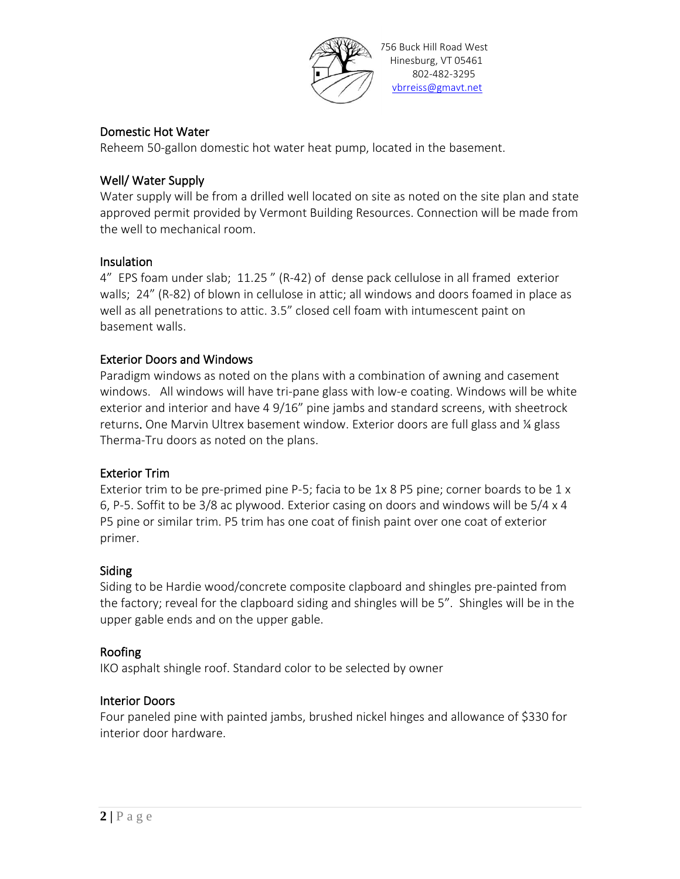756 Buck Hill Road West
Hinesburg, VT 05461
802-482-3295
vbrreiss@gmavt.net

## Domestic Hot Water

Reheem 50-gallon domestic hot water heat pump, located in the basement.

## Well/ Water Supply

Water supply will be from a drilled well located on site as noted on the site plan and state approved permit provided by Vermont Building Resources. Connection will be made from the well to mechanical room.

## Insulation

4" EPS foam under slab; 11.25 " (R-42) of dense pack cellulose in all framed exterior walls; 24" (R-82) of blown in cellulose in attic; all windows and doors foamed in place as well as all penetrations to attic. 3.5" closed cell foam with intumescent paint on basement walls.

## Exterior Doors and Windows

Paradigm windows as noted on the plans with a combination of awning and casement windows. All windows will have tri-pane glass with low-e coating. Windows will be white exterior and interior and have 4 9/16" pine jambs and standard screens, with sheetrock returns. One Marvin Ultrex basement window. Exterior doors are full glass and ¼ glass Therma-Tru doors as noted on the plans.

## Exterior Trim

Exterior trim to be pre-primed pine P-5; facia to be 1x 8 P5 pine; corner boards to be 1 x 6, P-5. Soffit to be 3/8 ac plywood. Exterior casing on doors and windows will be 5/4 x 4 P5 pine or similar trim. P5 trim has one coat of finish paint over one coat of exterior primer.

## Siding

Siding to be Hardie wood/concrete composite clapboard and shingles pre-painted from the factory; reveal for the clapboard siding and shingles will be 5". Shingles will be in the upper gable ends and on the upper gable.

## Roofing

IKO asphalt shingle roof. Standard color to be selected by owner

## Interior Doors

Four paneled pine with painted jambs, brushed nickel hinges and allowance of $330 for interior door hardware.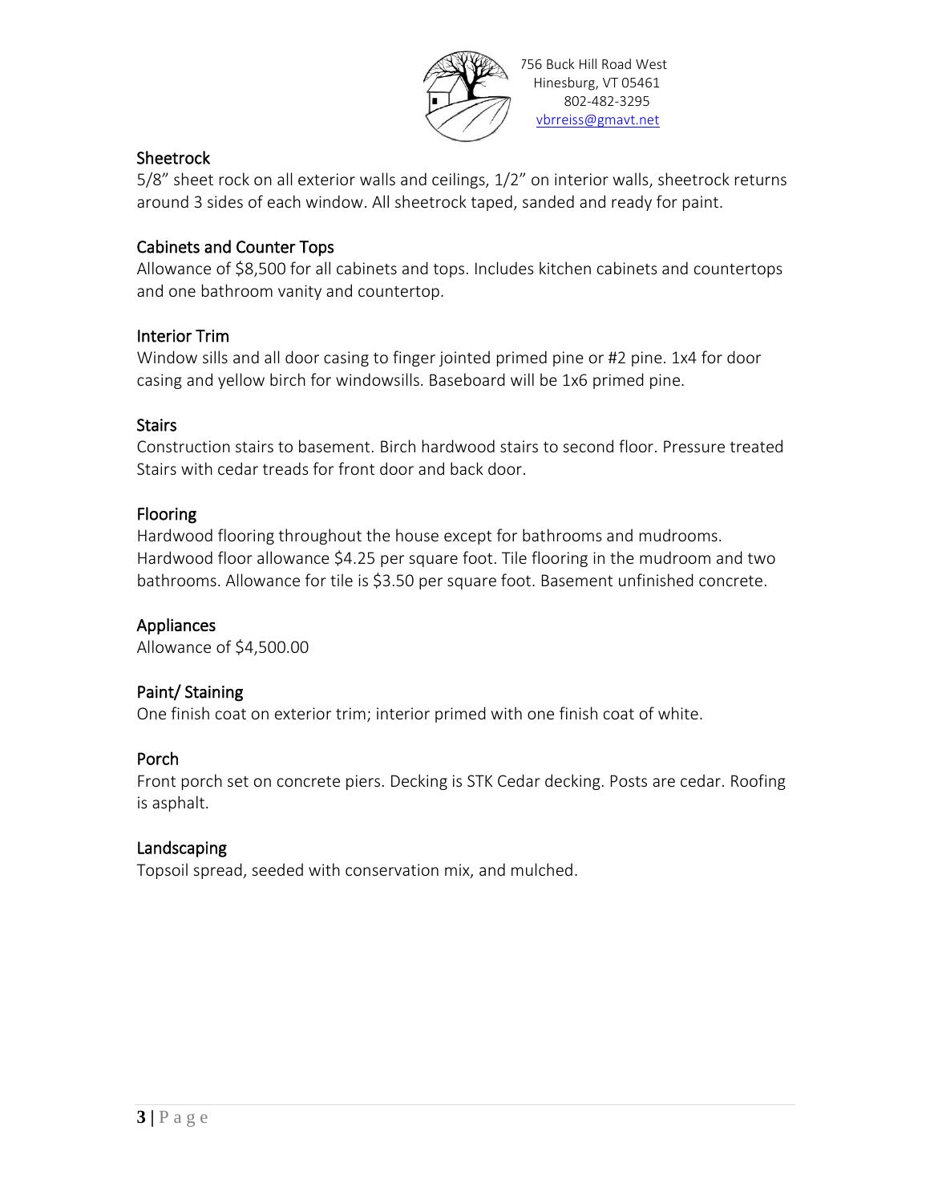756 Buck Hill Road West
Hinesburg, VT 05461
802-482-3295
vbrreiss@gmavt.net

## Sheetrock

5/8" sheet rock on all exterior walls and ceilings, 1/2" on interior walls, sheetrock returns around 3 sides of each window. All sheetrock taped, sanded and ready for paint.

## Cabinets and Counter Tops

Allowance of $8,500 for all cabinets and tops. Includes kitchen cabinets and countertops and one bathroom vanity and countertop.

## Interior Trim

Window sills and all door casing to finger jointed primed pine or #2 pine. 1x4 for door casing and yellow birch for windowsills. Baseboard will be 1x6 primed pine.

## Stairs

Construction stairs to basement. Birch hardwood stairs to second floor. Pressure treated Stairs with cedar treads for front door and back door.

## Flooring

Hardwood flooring throughout the house except for bathrooms and mudrooms. Hardwood floor allowance $4.25 per square foot. Tile flooring in the mudroom and two bathrooms. Allowance for tile is $3.50 per square foot. Basement unfinished concrete.

## Appliances

Allowance of $4,500.00

## Paint/ Staining

One finish coat on exterior trim; interior primed with one finish coat of white.

## Porch

Front porch set on concrete piers. Decking is STK Cedar decking. Posts are cedar. Roofing is asphalt.

## Landscaping

Topsoil spread, seeded with conservation mix, and mulched.